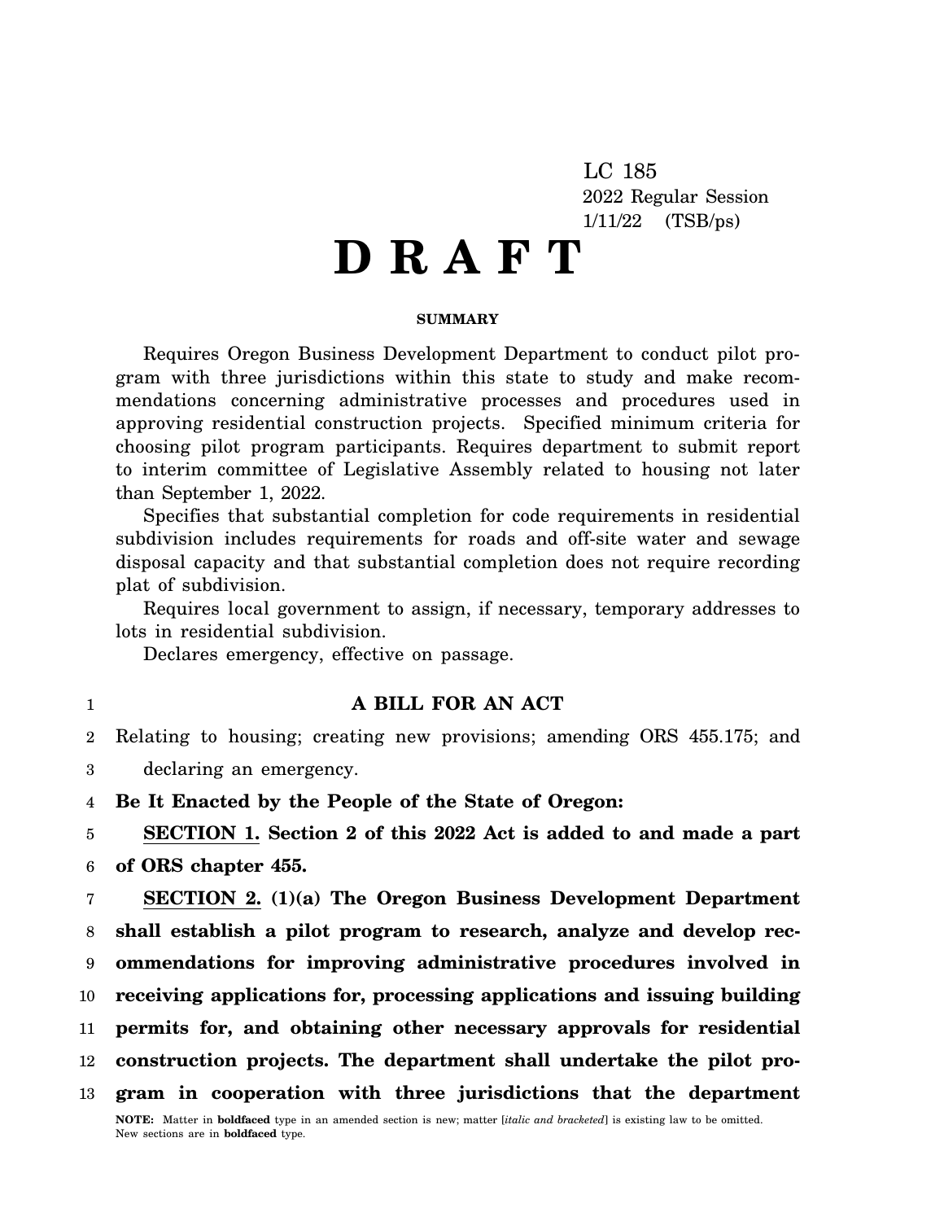LC 185
2022 Regular Session
1/11/22 (TSB/ps)

# D R A F T

**SUMMARY**

Requires Oregon Business Development Department to conduct pilot program with three jurisdictions within this state to study and make recommendations concerning administrative processes and procedures used in approving residential construction projects. Specified minimum criteria for choosing pilot program participants. Requires department to submit report to interim committee of Legislative Assembly related to housing not later than September 1, 2022.

Specifies that substantial completion for code requirements in residential subdivision includes requirements for roads and off-site water and sewage disposal capacity and that substantial completion does not require recording plat of subdivision.

Requires local government to assign, if necessary, temporary addresses to lots in residential subdivision.

Declares emergency, effective on passage.

1 **A BILL FOR AN ACT**

2 Relating to housing; creating new provisions; amending ORS 455.175; and
3 declaring an emergency.

4 **Be It Enacted by the People of the State of Oregon:**

5 **SECTION 1. Section 2 of this 2022 Act is added to and made a part**
6 **of ORS chapter 455.**

7 **SECTION 2. (1)(a) The Oregon Business Development Department**
8 **shall establish a pilot program to research, analyze and develop rec-**
9 **ommendations for improving administrative procedures involved in**
10 **receiving applications for, processing applications and issuing building**
11 **permits for, and obtaining other necessary approvals for residential**
12 **construction projects. The department shall undertake the pilot pro-**
13 **gram in cooperation with three jurisdictions that the department**

**NOTE:** Matter in **boldfaced** type in an amended section is new; matter [*italic and bracketed*] is existing law to be omitted. New sections are in **boldfaced** type.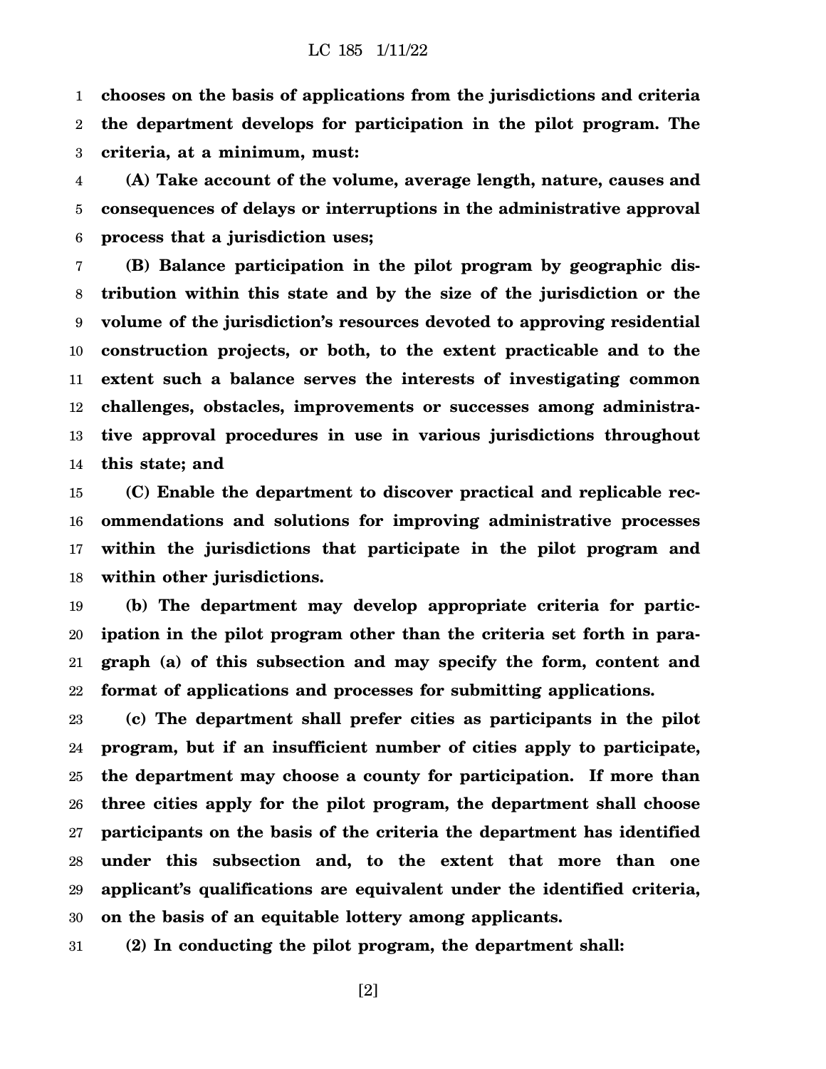**chooses on the basis of applications from the jurisdictions and criteria the department develops for participation in the pilot program. The criteria, at a minimum, must:**

**(A) Take account of the volume, average length, nature, causes and consequences of delays or interruptions in the administrative approval process that a jurisdiction uses;**

**(B) Balance participation in the pilot program by geographic distribution within this state and by the size of the jurisdiction or the volume of the jurisdiction's resources devoted to approving residential construction projects, or both, to the extent practicable and to the extent such a balance serves the interests of investigating common challenges, obstacles, improvements or successes among administrative approval procedures in use in various jurisdictions throughout this state; and**

**(C) Enable the department to discover practical and replicable recommendations and solutions for improving administrative processes within the jurisdictions that participate in the pilot program and within other jurisdictions.**

**(b) The department may develop appropriate criteria for participation in the pilot program other than the criteria set forth in paragraph (a) of this subsection and may specify the form, content and format of applications and processes for submitting applications.**

**(c) The department shall prefer cities as participants in the pilot program, but if an insufficient number of cities apply to participate, the department may choose a county for participation. If more than three cities apply for the pilot program, the department shall choose participants on the basis of the criteria the department has identified under this subsection and, to the extent that more than one applicant's qualifications are equivalent under the identified criteria, on the basis of an equitable lottery among applicants.**

**(2) In conducting the pilot program, the department shall:**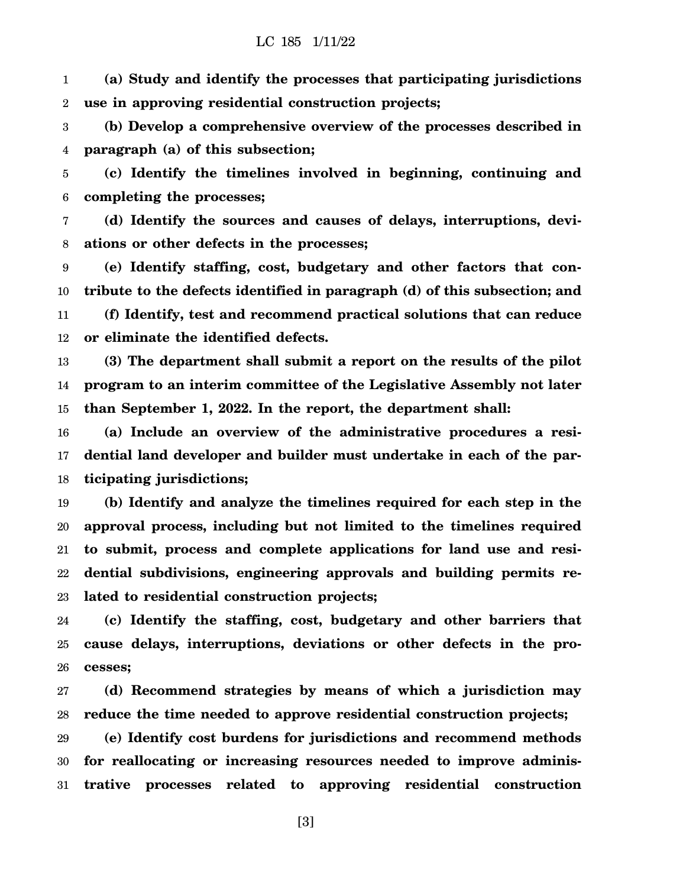**(a) Study and identify the processes that participating jurisdictions use in approving residential construction projects;**

**(b) Develop a comprehensive overview of the processes described in paragraph (a) of this subsection;**

**(c) Identify the timelines involved in beginning, continuing and completing the processes;**

**(d) Identify the sources and causes of delays, interruptions, deviations or other defects in the processes;**

**(e) Identify staffing, cost, budgetary and other factors that contribute to the defects identified in paragraph (d) of this subsection; and**

**(f) Identify, test and recommend practical solutions that can reduce or eliminate the identified defects.**

**(3) The department shall submit a report on the results of the pilot program to an interim committee of the Legislative Assembly not later than September 1, 2022. In the report, the department shall:**

**(a) Include an overview of the administrative procedures a residential land developer and builder must undertake in each of the participating jurisdictions;**

**(b) Identify and analyze the timelines required for each step in the approval process, including but not limited to the timelines required to submit, process and complete applications for land use and residential subdivisions, engineering approvals and building permits related to residential construction projects;**

**(c) Identify the staffing, cost, budgetary and other barriers that cause delays, interruptions, deviations or other defects in the processes;**

**(d) Recommend strategies by means of which a jurisdiction may reduce the time needed to approve residential construction projects;**

**(e) Identify cost burdens for jurisdictions and recommend methods for reallocating or increasing resources needed to improve administrative processes related to approving residential construction**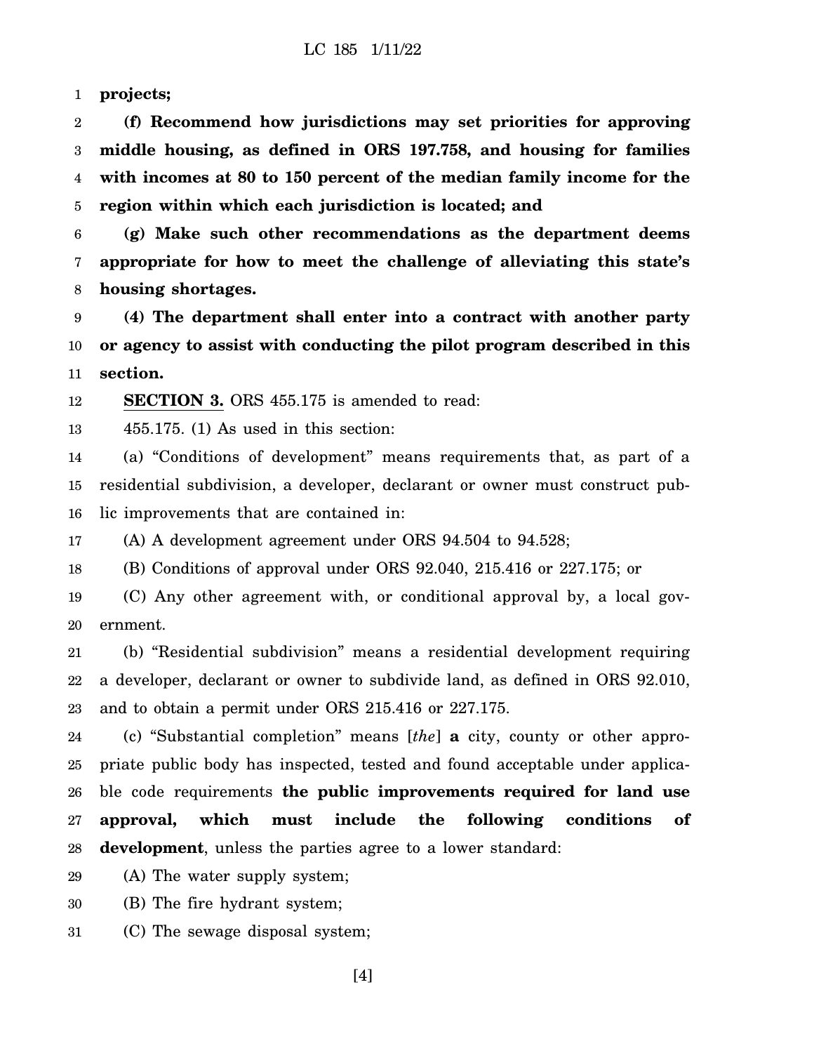**projects;**

**(f) Recommend how jurisdictions may set priorities for approving middle housing, as defined in ORS 197.758, and housing for families with incomes at 80 to 150 percent of the median family income for the region within which each jurisdiction is located; and**

**(g) Make such other recommendations as the department deems appropriate for how to meet the challenge of alleviating this state's housing shortages.**

**(4) The department shall enter into a contract with another party or agency to assist with conducting the pilot program described in this section.**

**SECTION 3.** ORS 455.175 is amended to read:

455.175. (1) As used in this section:

(a) "Conditions of development" means requirements that, as part of a residential subdivision, a developer, declarant or owner must construct public improvements that are contained in:

(A) A development agreement under ORS 94.504 to 94.528;

(B) Conditions of approval under ORS 92.040, 215.416 or 227.175; or

(C) Any other agreement with, or conditional approval by, a local government.

(b) "Residential subdivision" means a residential development requiring a developer, declarant or owner to subdivide land, as defined in ORS 92.010, and to obtain a permit under ORS 215.416 or 227.175.

(c) "Substantial completion" means [*the*] **a** city, county or other appropriate public body has inspected, tested and found acceptable under applicable code requirements **the public improvements required for land use approval, which must include the following conditions of development**, unless the parties agree to a lower standard:

(A) The water supply system;

(B) The fire hydrant system;

(C) The sewage disposal system;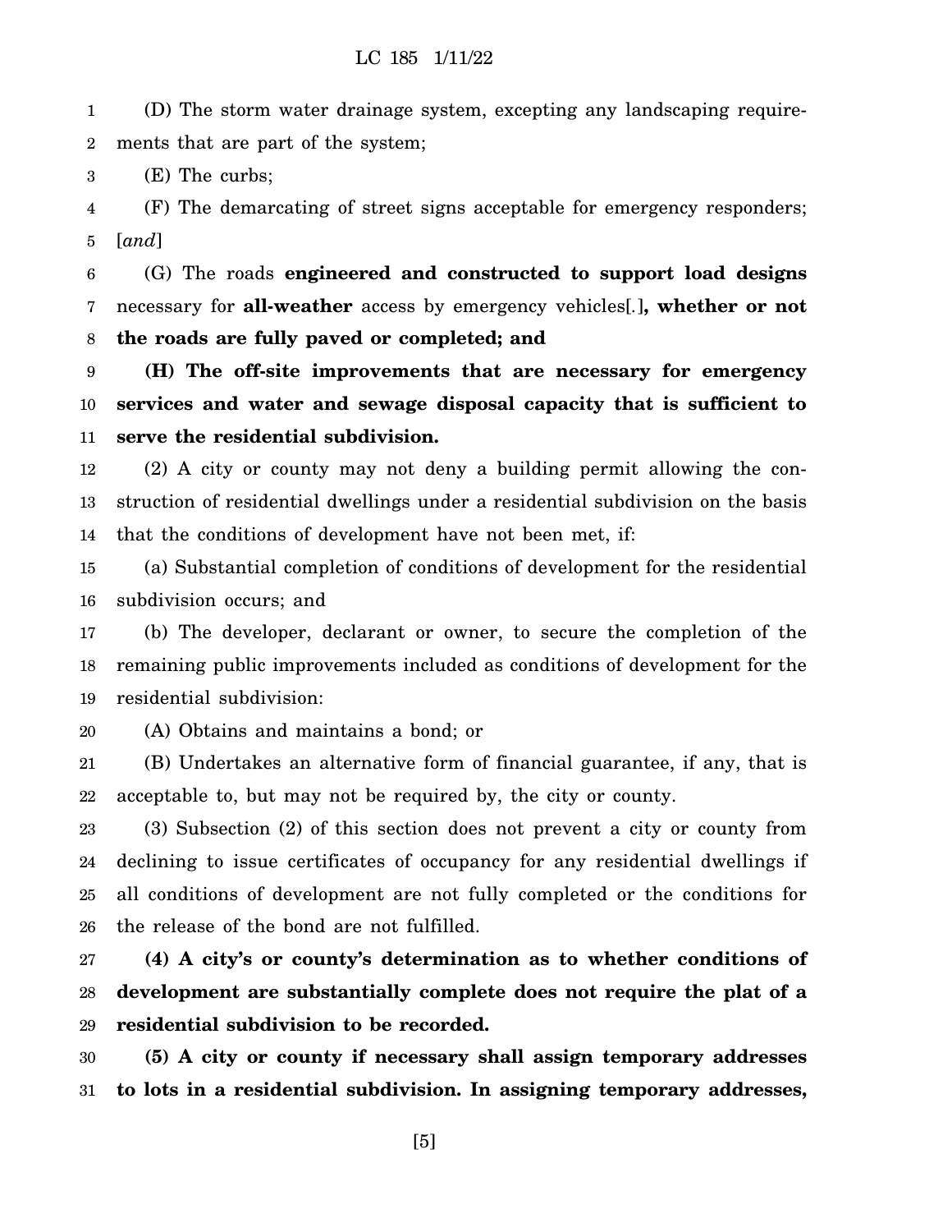(D) The storm water drainage system, excepting any landscaping requirements that are part of the system;

(E) The curbs;

(F) The demarcating of street signs acceptable for emergency responders; [*and*]

(G) The roads **engineered and constructed to support load designs** necessary for **all-weather** access by emergency vehicles[*.*]**, whether or not the roads are fully paved or completed; and**

**(H) The off-site improvements that are necessary for emergency services and water and sewage disposal capacity that is sufficient to serve the residential subdivision.**

(2) A city or county may not deny a building permit allowing the construction of residential dwellings under a residential subdivision on the basis that the conditions of development have not been met, if:

(a) Substantial completion of conditions of development for the residential subdivision occurs; and

(b) The developer, declarant or owner, to secure the completion of the remaining public improvements included as conditions of development for the residential subdivision:

(A) Obtains and maintains a bond; or

(B) Undertakes an alternative form of financial guarantee, if any, that is acceptable to, but may not be required by, the city or county.

(3) Subsection (2) of this section does not prevent a city or county from declining to issue certificates of occupancy for any residential dwellings if all conditions of development are not fully completed or the conditions for the release of the bond are not fulfilled.

**(4) A city's or county's determination as to whether conditions of development are substantially complete does not require the plat of a residential subdivision to be recorded.**

**(5) A city or county if necessary shall assign temporary addresses to lots in a residential subdivision. In assigning temporary addresses,**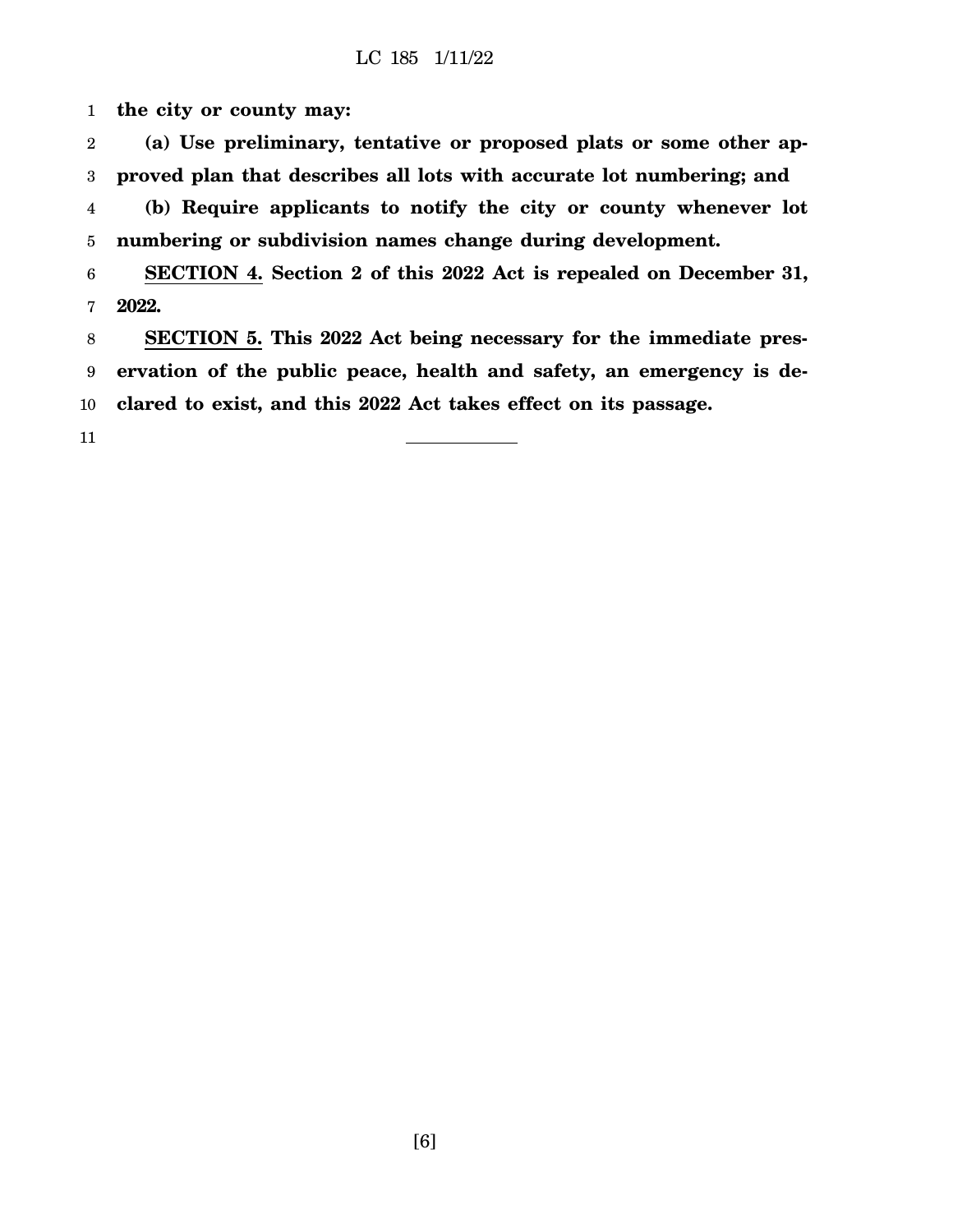**the city or county may:**

**(a) Use preliminary, tentative or proposed plats or some other approved plan that describes all lots with accurate lot numbering; and**

**(b) Require applicants to notify the city or county whenever lot numbering or subdivision names change during development.**

**SECTION 4. Section 2 of this 2022 Act is repealed on December 31, 2022.**

**SECTION 5. This 2022 Act being necessary for the immediate preservation of the public peace, health and safety, an emergency is declared to exist, and this 2022 Act takes effect on its passage.**